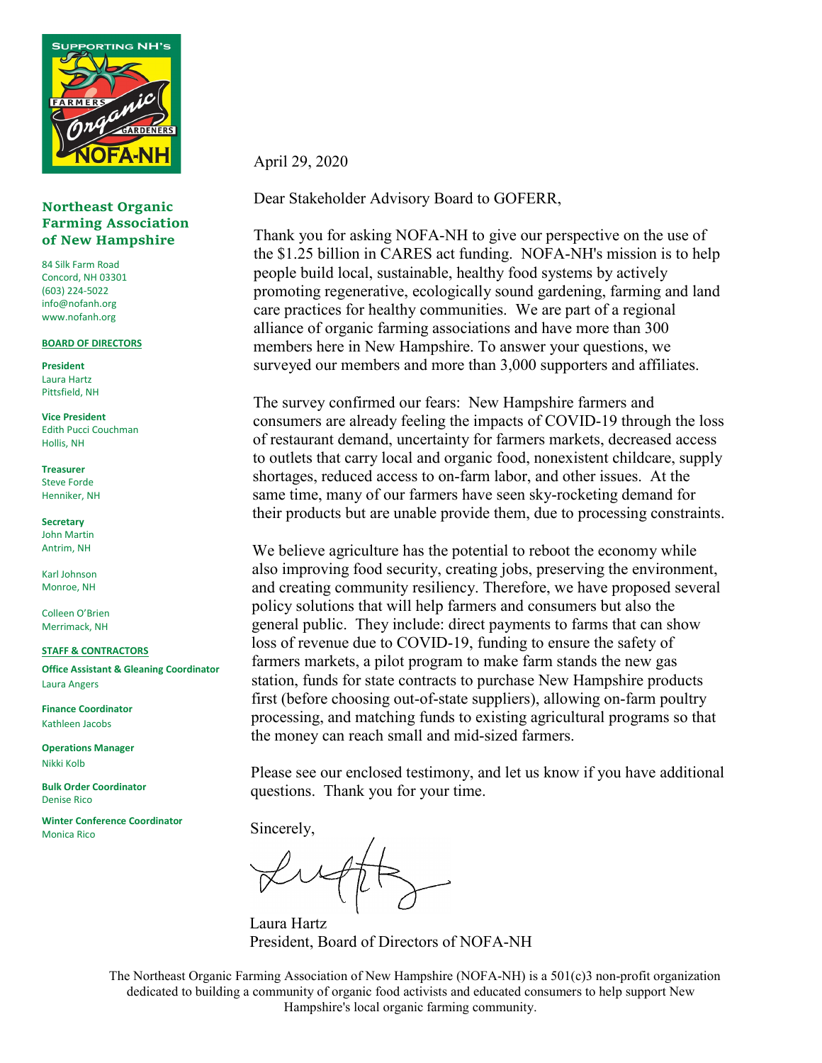**Northeast Organic Farming Association of New Hampshire**

84 Silk Farm Road
Concord, NH 03301
(603) 224-5022
info@nofanh.org
www.nofanh.org

**BOARD OF DIRECTORS**

**President**
Laura Hartz
Pittsfield, NH

**Vice President**
Edith Pucci Couchman
Hollis, NH

**Treasurer**
Steve Forde
Henniker, NH

**Secretary**
John Martin
Antrim, NH

Karl Johnson
Monroe, NH

Colleen O'Brien
Merrimack, NH

**STAFF & CONTRACTORS**

**Office Assistant & Gleaning Coordinator**
Laura Angers

**Finance Coordinator**
Kathleen Jacobs

**Operations Manager**
Nikki Kolb

**Bulk Order Coordinator**
Denise Rico

**Winter Conference Coordinator**
Monica Rico

April 29, 2020

Dear Stakeholder Advisory Board to GOFERR,

Thank you for asking NOFA-NH to give our perspective on the use of the $1.25 billion in CARES act funding. NOFA-NH's mission is to help people build local, sustainable, healthy food systems by actively promoting regenerative, ecologically sound gardening, farming and land care practices for healthy communities. We are part of a regional alliance of organic farming associations and have more than 300 members here in New Hampshire. To answer your questions, we surveyed our members and more than 3,000 supporters and affiliates.

The survey confirmed our fears: New Hampshire farmers and consumers are already feeling the impacts of COVID-19 through the loss of restaurant demand, uncertainty for farmers markets, decreased access to outlets that carry local and organic food, nonexistent childcare, supply shortages, reduced access to on-farm labor, and other issues. At the same time, many of our farmers have seen sky-rocketing demand for their products but are unable provide them, due to processing constraints.

We believe agriculture has the potential to reboot the economy while also improving food security, creating jobs, preserving the environment, and creating community resiliency. Therefore, we have proposed several policy solutions that will help farmers and consumers but also the general public. They include: direct payments to farms that can show loss of revenue due to COVID-19, funding to ensure the safety of farmers markets, a pilot program to make farm stands the new gas station, funds for state contracts to purchase New Hampshire products first (before choosing out-of-state suppliers), allowing on-farm poultry processing, and matching funds to existing agricultural programs so that the money can reach small and mid-sized farmers.

Please see our enclosed testimony, and let us know if you have additional questions. Thank you for your time.

Sincerely,

Laura Hartz
President, Board of Directors of NOFA-NH

The Northeast Organic Farming Association of New Hampshire (NOFA-NH) is a 501(c)3 non-profit organization dedicated to building a community of organic food activists and educated consumers to help support New Hampshire's local organic farming community.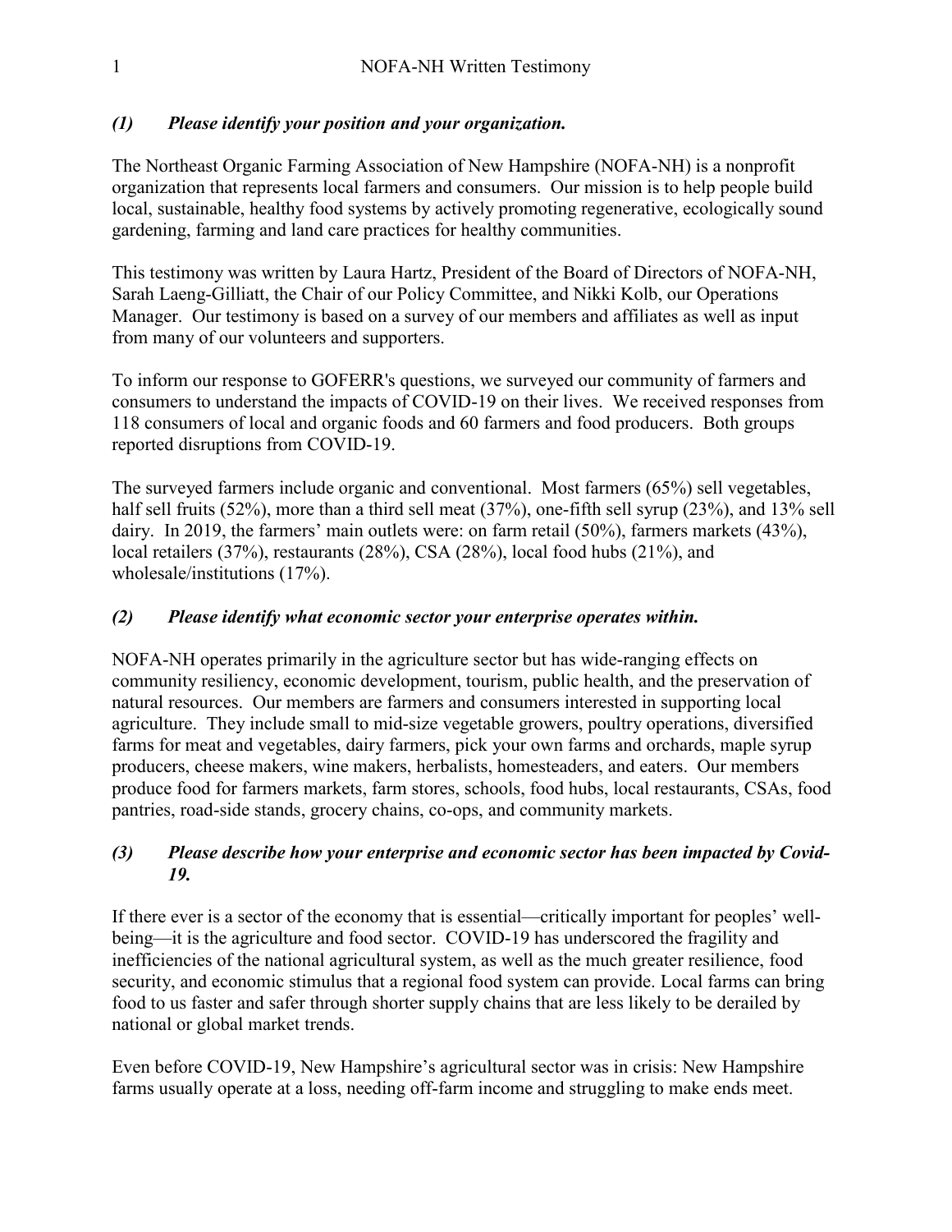*(1) Please identify your position and your organization.*

The Northeast Organic Farming Association of New Hampshire (NOFA-NH) is a nonprofit organization that represents local farmers and consumers. Our mission is to help people build local, sustainable, healthy food systems by actively promoting regenerative, ecologically sound gardening, farming and land care practices for healthy communities.

This testimony was written by Laura Hartz, President of the Board of Directors of NOFA-NH, Sarah Laeng-Gilliatt, the Chair of our Policy Committee, and Nikki Kolb, our Operations Manager. Our testimony is based on a survey of our members and affiliates as well as input from many of our volunteers and supporters.

To inform our response to GOFERR's questions, we surveyed our community of farmers and consumers to understand the impacts of COVID-19 on their lives. We received responses from 118 consumers of local and organic foods and 60 farmers and food producers. Both groups reported disruptions from COVID-19.

The surveyed farmers include organic and conventional. Most farmers (65%) sell vegetables, half sell fruits (52%), more than a third sell meat (37%), one-fifth sell syrup (23%), and 13% sell dairy. In 2019, the farmers' main outlets were: on farm retail (50%), farmers markets (43%), local retailers (37%), restaurants (28%), CSA (28%), local food hubs (21%), and wholesale/institutions (17%).

*(2) Please identify what economic sector your enterprise operates within.*

NOFA-NH operates primarily in the agriculture sector but has wide-ranging effects on community resiliency, economic development, tourism, public health, and the preservation of natural resources. Our members are farmers and consumers interested in supporting local agriculture. They include small to mid-size vegetable growers, poultry operations, diversified farms for meat and vegetables, dairy farmers, pick your own farms and orchards, maple syrup producers, cheese makers, wine makers, herbalists, homesteaders, and eaters. Our members produce food for farmers markets, farm stores, schools, food hubs, local restaurants, CSAs, food pantries, road-side stands, grocery chains, co-ops, and community markets.

*(3) Please describe how your enterprise and economic sector has been impacted by Covid-19.*

If there ever is a sector of the economy that is essential—critically important for peoples' well-being—it is the agriculture and food sector. COVID-19 has underscored the fragility and inefficiencies of the national agricultural system, as well as the much greater resilience, food security, and economic stimulus that a regional food system can provide. Local farms can bring food to us faster and safer through shorter supply chains that are less likely to be derailed by national or global market trends.

Even before COVID-19, New Hampshire's agricultural sector was in crisis: New Hampshire farms usually operate at a loss, needing off-farm income and struggling to make ends meet.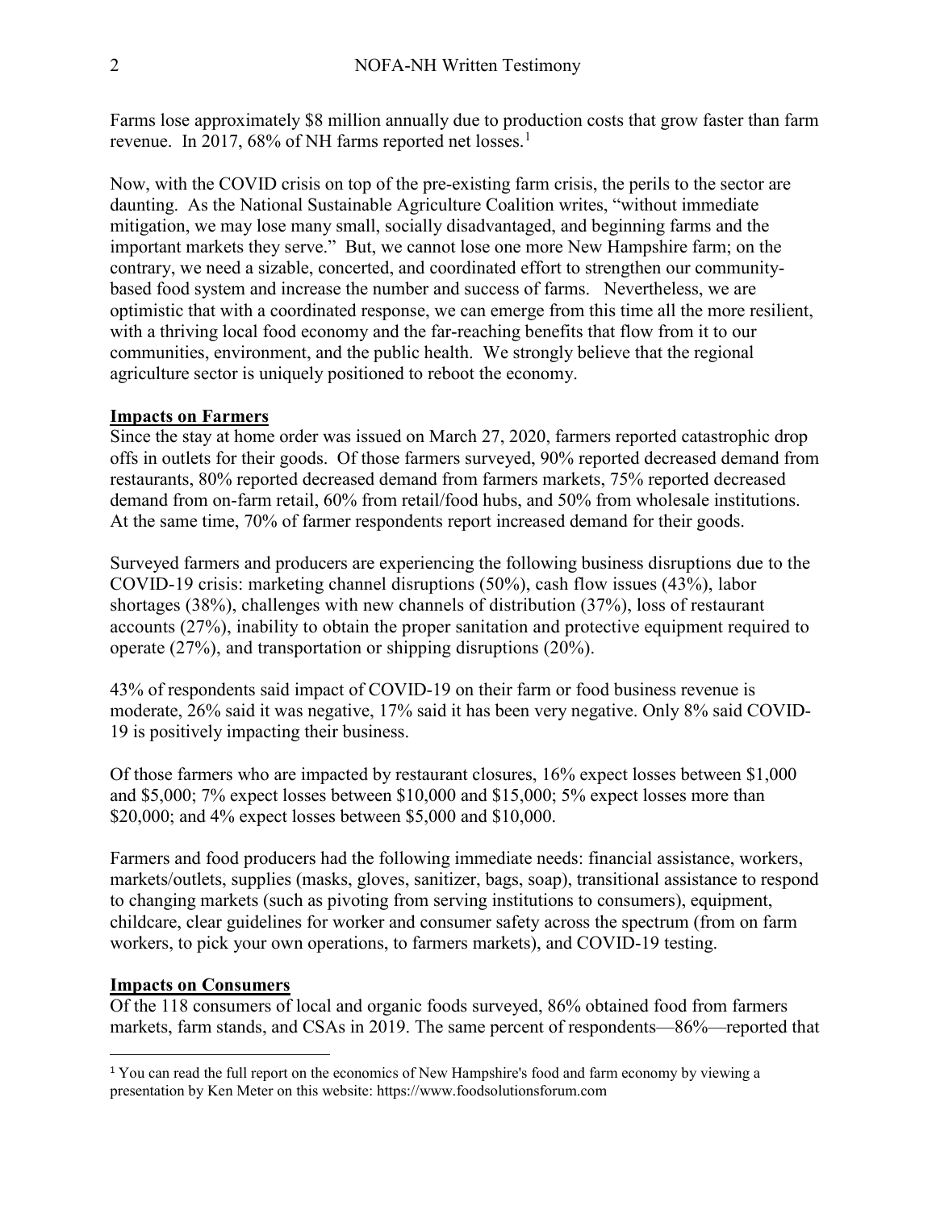Farms lose approximately \$8 million annually due to production costs that grow faster than farm revenue. In 2017, 68% of NH farms reported net losses.[1]

Now, with the COVID crisis on top of the pre-existing farm crisis, the perils to the sector are daunting. As the National Sustainable Agriculture Coalition writes, "without immediate mitigation, we may lose many small, socially disadvantaged, and beginning farms and the important markets they serve." But, we cannot lose one more New Hampshire farm; on the contrary, we need a sizable, concerted, and coordinated effort to strengthen our community-based food system and increase the number and success of farms. Nevertheless, we are optimistic that with a coordinated response, we can emerge from this time all the more resilient, with a thriving local food economy and the far-reaching benefits that flow from it to our communities, environment, and the public health. We strongly believe that the regional agriculture sector is uniquely positioned to reboot the economy.

**Impacts on Farmers**

Since the stay at home order was issued on March 27, 2020, farmers reported catastrophic drop offs in outlets for their goods. Of those farmers surveyed, 90% reported decreased demand from restaurants, 80% reported decreased demand from farmers markets, 75% reported decreased demand from on-farm retail, 60% from retail/food hubs, and 50% from wholesale institutions. At the same time, 70% of farmer respondents report increased demand for their goods.

Surveyed farmers and producers are experiencing the following business disruptions due to the COVID-19 crisis: marketing channel disruptions (50%), cash flow issues (43%), labor shortages (38%), challenges with new channels of distribution (37%), loss of restaurant accounts (27%), inability to obtain the proper sanitation and protective equipment required to operate (27%), and transportation or shipping disruptions (20%).

43% of respondents said impact of COVID-19 on their farm or food business revenue is moderate, 26% said it was negative, 17% said it has been very negative. Only 8% said COVID-19 is positively impacting their business.

Of those farmers who are impacted by restaurant closures, 16% expect losses between \$1,000 and \$5,000; 7% expect losses between \$10,000 and \$15,000; 5% expect losses more than \$20,000; and 4% expect losses between \$5,000 and \$10,000.

Farmers and food producers had the following immediate needs: financial assistance, workers, markets/outlets, supplies (masks, gloves, sanitizer, bags, soap), transitional assistance to respond to changing markets (such as pivoting from serving institutions to consumers), equipment, childcare, clear guidelines for worker and consumer safety across the spectrum (from on farm workers, to pick your own operations, to farmers markets), and COVID-19 testing.

**Impacts on Consumers**

Of the 118 consumers of local and organic foods surveyed, 86% obtained food from farmers markets, farm stands, and CSAs in 2019. The same percent of respondents—86%—reported that

[1] You can read the full report on the economics of New Hampshire's food and farm economy by viewing a presentation by Ken Meter on this website: https://www.foodsolutionsforum.com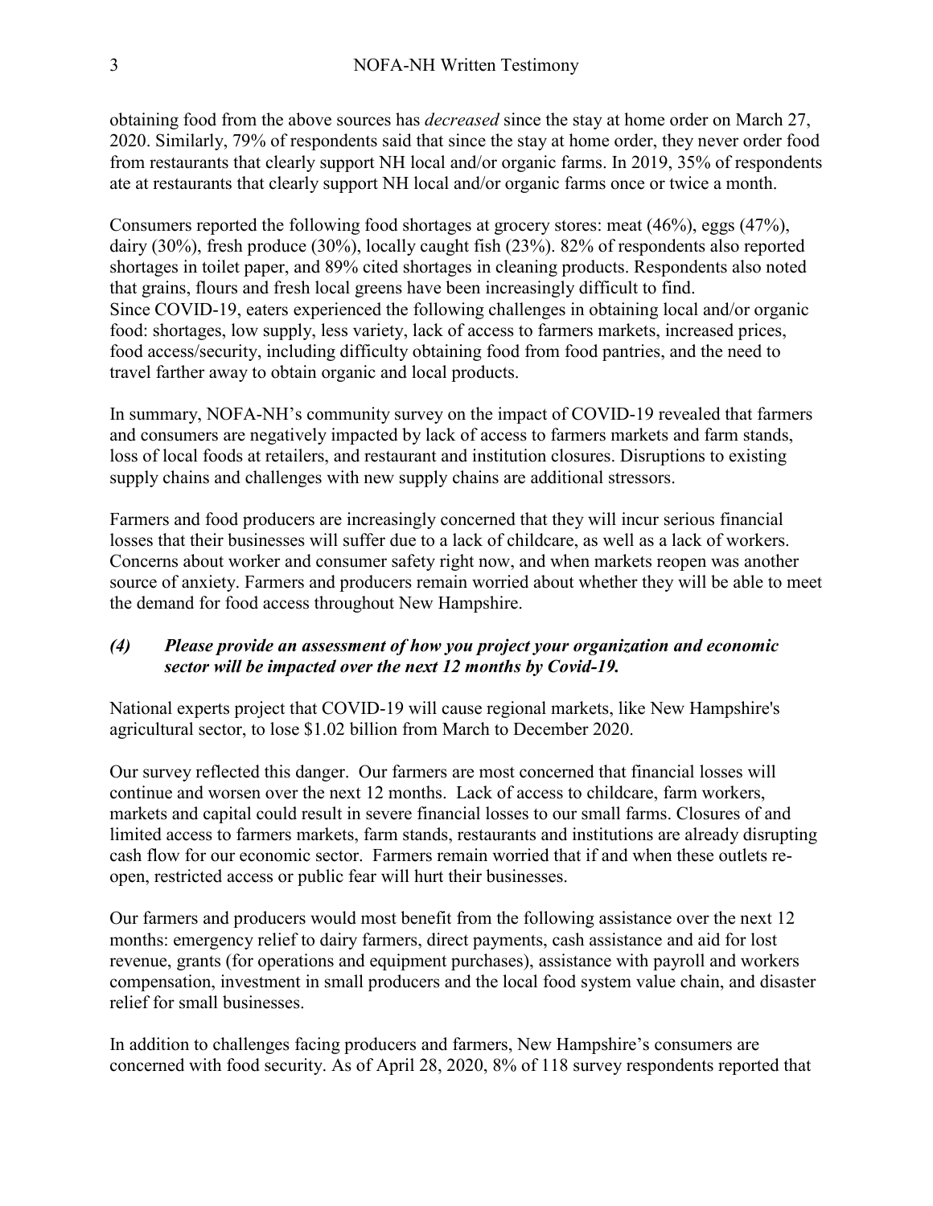obtaining food from the above sources has *decreased* since the stay at home order on March 27, 2020. Similarly, 79% of respondents said that since the stay at home order, they never order food from restaurants that clearly support NH local and/or organic farms. In 2019, 35% of respondents ate at restaurants that clearly support NH local and/or organic farms once or twice a month.

Consumers reported the following food shortages at grocery stores: meat (46%), eggs (47%), dairy (30%), fresh produce (30%), locally caught fish (23%). 82% of respondents also reported shortages in toilet paper, and 89% cited shortages in cleaning products. Respondents also noted that grains, flours and fresh local greens have been increasingly difficult to find. Since COVID-19, eaters experienced the following challenges in obtaining local and/or organic food: shortages, low supply, less variety, lack of access to farmers markets, increased prices, food access/security, including difficulty obtaining food from food pantries, and the need to travel farther away to obtain organic and local products.

In summary, NOFA-NH's community survey on the impact of COVID-19 revealed that farmers and consumers are negatively impacted by lack of access to farmers markets and farm stands, loss of local foods at retailers, and restaurant and institution closures. Disruptions to existing supply chains and challenges with new supply chains are additional stressors.

Farmers and food producers are increasingly concerned that they will incur serious financial losses that their businesses will suffer due to a lack of childcare, as well as a lack of workers. Concerns about worker and consumer safety right now, and when markets reopen was another source of anxiety. Farmers and producers remain worried about whether they will be able to meet the demand for food access throughout New Hampshire.

### *(4) Please provide an assessment of how you project your organization and economic sector will be impacted over the next 12 months by Covid-19.*

National experts project that COVID-19 will cause regional markets, like New Hampshire's agricultural sector, to lose $1.02 billion from March to December 2020.

Our survey reflected this danger. Our farmers are most concerned that financial losses will continue and worsen over the next 12 months. Lack of access to childcare, farm workers, markets and capital could result in severe financial losses to our small farms. Closures of and limited access to farmers markets, farm stands, restaurants and institutions are already disrupting cash flow for our economic sector. Farmers remain worried that if and when these outlets re-open, restricted access or public fear will hurt their businesses.

Our farmers and producers would most benefit from the following assistance over the next 12 months: emergency relief to dairy farmers, direct payments, cash assistance and aid for lost revenue, grants (for operations and equipment purchases), assistance with payroll and workers compensation, investment in small producers and the local food system value chain, and disaster relief for small businesses.

In addition to challenges facing producers and farmers, New Hampshire's consumers are concerned with food security. As of April 28, 2020, 8% of 118 survey respondents reported that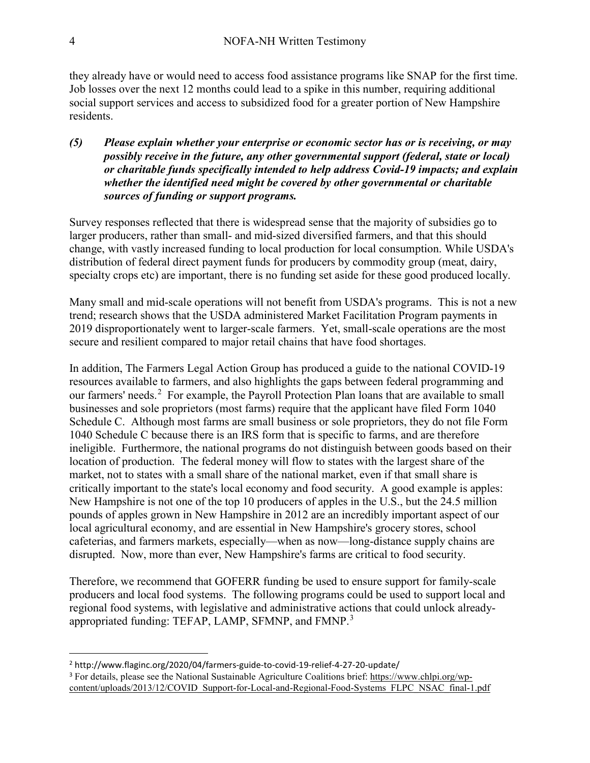they already have or would need to access food assistance programs like SNAP for the first time. Job losses over the next 12 months could lead to a spike in this number, requiring additional social support services and access to subsidized food for a greater portion of New Hampshire residents.

***(5) Please explain whether your enterprise or economic sector has or is receiving, or may possibly receive in the future, any other governmental support (federal, state or local) or charitable funds specifically intended to help address Covid-19 impacts; and explain whether the identified need might be covered by other governmental or charitable sources of funding or support programs.***

Survey responses reflected that there is widespread sense that the majority of subsidies go to larger producers, rather than small- and mid-sized diversified farmers, and that this should change, with vastly increased funding to local production for local consumption. While USDA's distribution of federal direct payment funds for producers by commodity group (meat, dairy, specialty crops etc) are important, there is no funding set aside for these good produced locally.

Many small and mid-scale operations will not benefit from USDA's programs. This is not a new trend; research shows that the USDA administered Market Facilitation Program payments in 2019 disproportionately went to larger-scale farmers. Yet, small-scale operations are the most secure and resilient compared to major retail chains that have food shortages.

In addition, The Farmers Legal Action Group has produced a guide to the national COVID-19 resources available to farmers, and also highlights the gaps between federal programming and our farmers' needs.[2] For example, the Payroll Protection Plan loans that are available to small businesses and sole proprietors (most farms) require that the applicant have filed Form 1040 Schedule C. Although most farms are small business or sole proprietors, they do not file Form 1040 Schedule C because there is an IRS form that is specific to farms, and are therefore ineligible. Furthermore, the national programs do not distinguish between goods based on their location of production. The federal money will flow to states with the largest share of the market, not to states with a small share of the national market, even if that small share is critically important to the state's local economy and food security. A good example is apples: New Hampshire is not one of the top 10 producers of apples in the U.S., but the 24.5 million pounds of apples grown in New Hampshire in 2012 are an incredibly important aspect of our local agricultural economy, and are essential in New Hampshire's grocery stores, school cafeterias, and farmers markets, especially—when as now—long-distance supply chains are disrupted. Now, more than ever, New Hampshire's farms are critical to food security.

Therefore, we recommend that GOFERR funding be used to ensure support for family-scale producers and local food systems. The following programs could be used to support local and regional food systems, with legislative and administrative actions that could unlock already-appropriated funding: TEFAP, LAMP, SFMNP, and FMNP.[3]

---

[2] http://www.flaginc.org/2020/04/farmers-guide-to-covid-19-relief-4-27-20-update/

[3] For details, please see the National Sustainable Agriculture Coalitions brief: https://www.chlpi.org/wp-content/uploads/2013/12/COVID_Support-for-Local-and-Regional-Food-Systems_FLPC_NSAC_final-1.pdf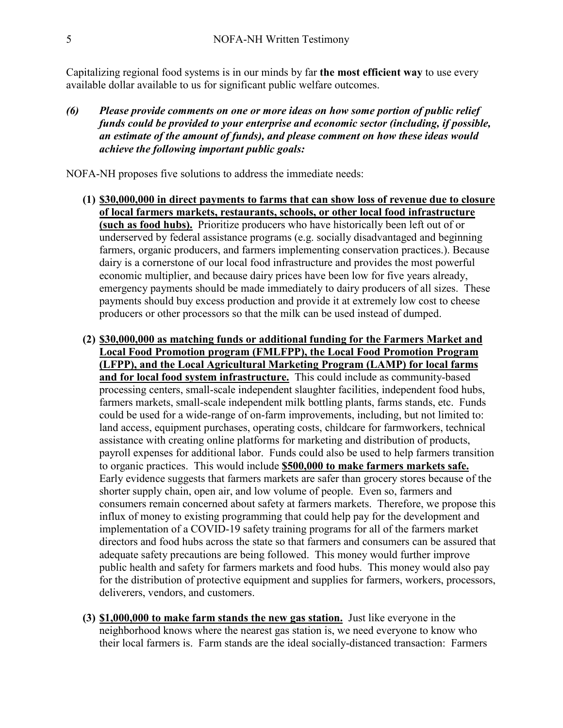Capitalizing regional food systems is in our minds by far **the most efficient way** to use every available dollar available to us for significant public welfare outcomes.

***(6) Please provide comments on one or more ideas on how some portion of public relief funds could be provided to your enterprise and economic sector (including, if possible, an estimate of the amount of funds), and please comment on how these ideas would achieve the following important public goals:***

NOFA-NH proposes five solutions to address the immediate needs:

**(1) <u>$30,000,000 in direct payments to farms that can show loss of revenue due to closure of local farmers markets, restaurants, schools, or other local food infrastructure (such as food hubs).</u>** Prioritize producers who have historically been left out of or underserved by federal assistance programs (e.g. socially disadvantaged and beginning farmers, organic producers, and farmers implementing conservation practices.). Because dairy is a cornerstone of our local food infrastructure and provides the most powerful economic multiplier, and because dairy prices have been low for five years already, emergency payments should be made immediately to dairy producers of all sizes. These payments should buy excess production and provide it at extremely low cost to cheese producers or other processors so that the milk can be used instead of dumped.

**(2) <u>$30,000,000 as matching funds or additional funding for the Farmers Market and Local Food Promotion program (FMLFPP), the Local Food Promotion Program (LFPP), and the Local Agricultural Marketing Program (LAMP) for local farms and for local food system infrastructure.</u>** This could include as community-based processing centers, small-scale independent slaughter facilities, independent food hubs, farmers markets, small-scale independent milk bottling plants, farms stands, etc. Funds could be used for a wide-range of on-farm improvements, including, but not limited to: land access, equipment purchases, operating costs, childcare for farmworkers, technical assistance with creating online platforms for marketing and distribution of products, payroll expenses for additional labor. Funds could also be used to help farmers transition to organic practices. This would include **<u>$500,000 to make farmers markets safe.</u>** Early evidence suggests that farmers markets are safer than grocery stores because of the shorter supply chain, open air, and low volume of people. Even so, farmers and consumers remain concerned about safety at farmers markets. Therefore, we propose this influx of money to existing programming that could help pay for the development and implementation of a COVID-19 safety training programs for all of the farmers market directors and food hubs across the state so that farmers and consumers can be assured that adequate safety precautions are being followed. This money would further improve public health and safety for farmers markets and food hubs. This money would also pay for the distribution of protective equipment and supplies for farmers, workers, processors, deliverers, vendors, and customers.

**(3) <u>$1,000,000 to make farm stands the new gas station.</u>** Just like everyone in the neighborhood knows where the nearest gas station is, we need everyone to know who their local farmers is. Farm stands are the ideal socially-distanced transaction: Farmers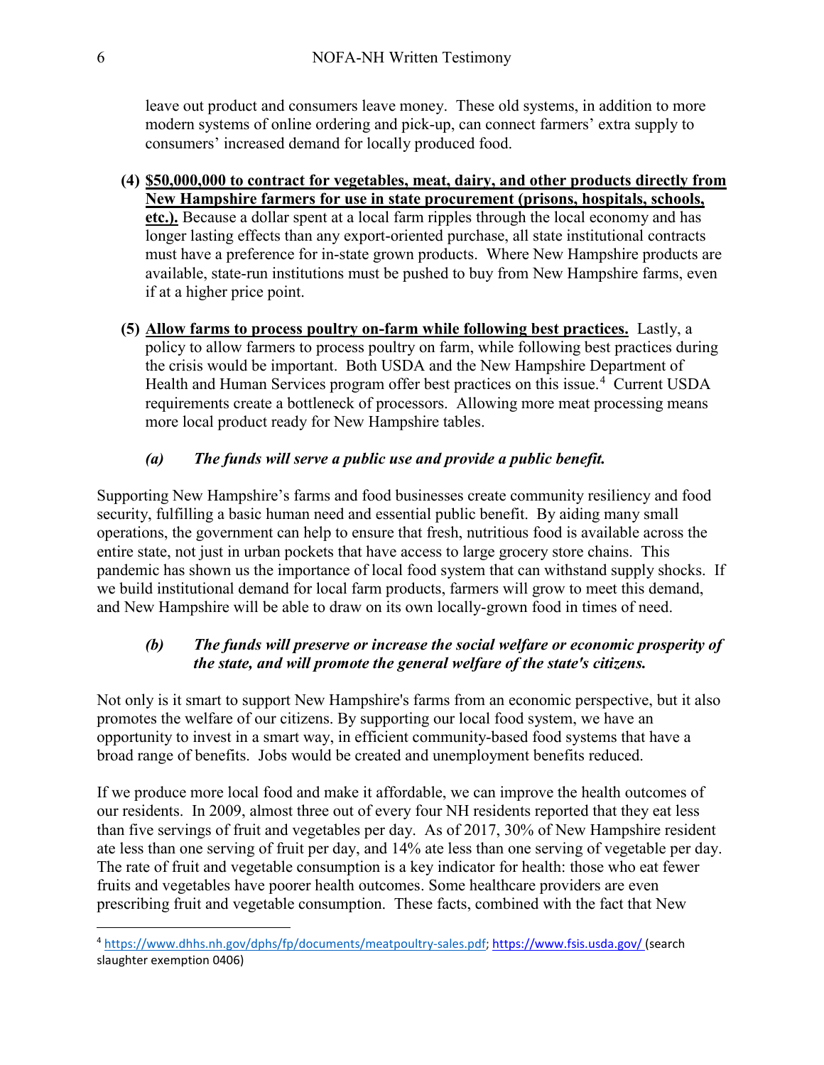leave out product and consumers leave money. These old systems, in addition to more modern systems of online ordering and pick-up, can connect farmers' extra supply to consumers' increased demand for locally produced food.

(4) **<u>$50,000,000 to contract for vegetables, meat, dairy, and other products directly from New Hampshire farmers for use in state procurement (prisons, hospitals, schools, etc.).</u>** Because a dollar spent at a local farm ripples through the local economy and has longer lasting effects than any export-oriented purchase, all state institutional contracts must have a preference for in-state grown products. Where New Hampshire products are available, state-run institutions must be pushed to buy from New Hampshire farms, even if at a higher price point.

(5) **<u>Allow farms to process poultry on-farm while following best practices.</u>** Lastly, a policy to allow farmers to process poultry on farm, while following best practices during the crisis would be important. Both USDA and the New Hampshire Department of Health and Human Services program offer best practices on this issue.[4] Current USDA requirements create a bottleneck of processors. Allowing more meat processing means more local product ready for New Hampshire tables.

***(a) The funds will serve a public use and provide a public benefit.***

Supporting New Hampshire's farms and food businesses create community resiliency and food security, fulfilling a basic human need and essential public benefit. By aiding many small operations, the government can help to ensure that fresh, nutritious food is available across the entire state, not just in urban pockets that have access to large grocery store chains. This pandemic has shown us the importance of local food system that can withstand supply shocks. If we build institutional demand for local farm products, farmers will grow to meet this demand, and New Hampshire will be able to draw on its own locally-grown food in times of need.

***(b) The funds will preserve or increase the social welfare or economic prosperity of the state, and will promote the general welfare of the state's citizens.***

Not only is it smart to support New Hampshire's farms from an economic perspective, but it also promotes the welfare of our citizens. By supporting our local food system, we have an opportunity to invest in a smart way, in efficient community-based food systems that have a broad range of benefits. Jobs would be created and unemployment benefits reduced.

If we produce more local food and make it affordable, we can improve the health outcomes of our residents. In 2009, almost three out of every four NH residents reported that they eat less than five servings of fruit and vegetables per day. As of 2017, 30% of New Hampshire resident ate less than one serving of fruit per day, and 14% ate less than one serving of vegetable per day. The rate of fruit and vegetable consumption is a key indicator for health: those who eat fewer fruits and vegetables have poorer health outcomes. Some healthcare providers are even prescribing fruit and vegetable consumption. These facts, combined with the fact that New

[4] https://www.dhhs.nh.gov/dphs/fp/documents/meatpoultry-sales.pdf; https://www.fsis.usda.gov/ (search slaughter exemption 0406)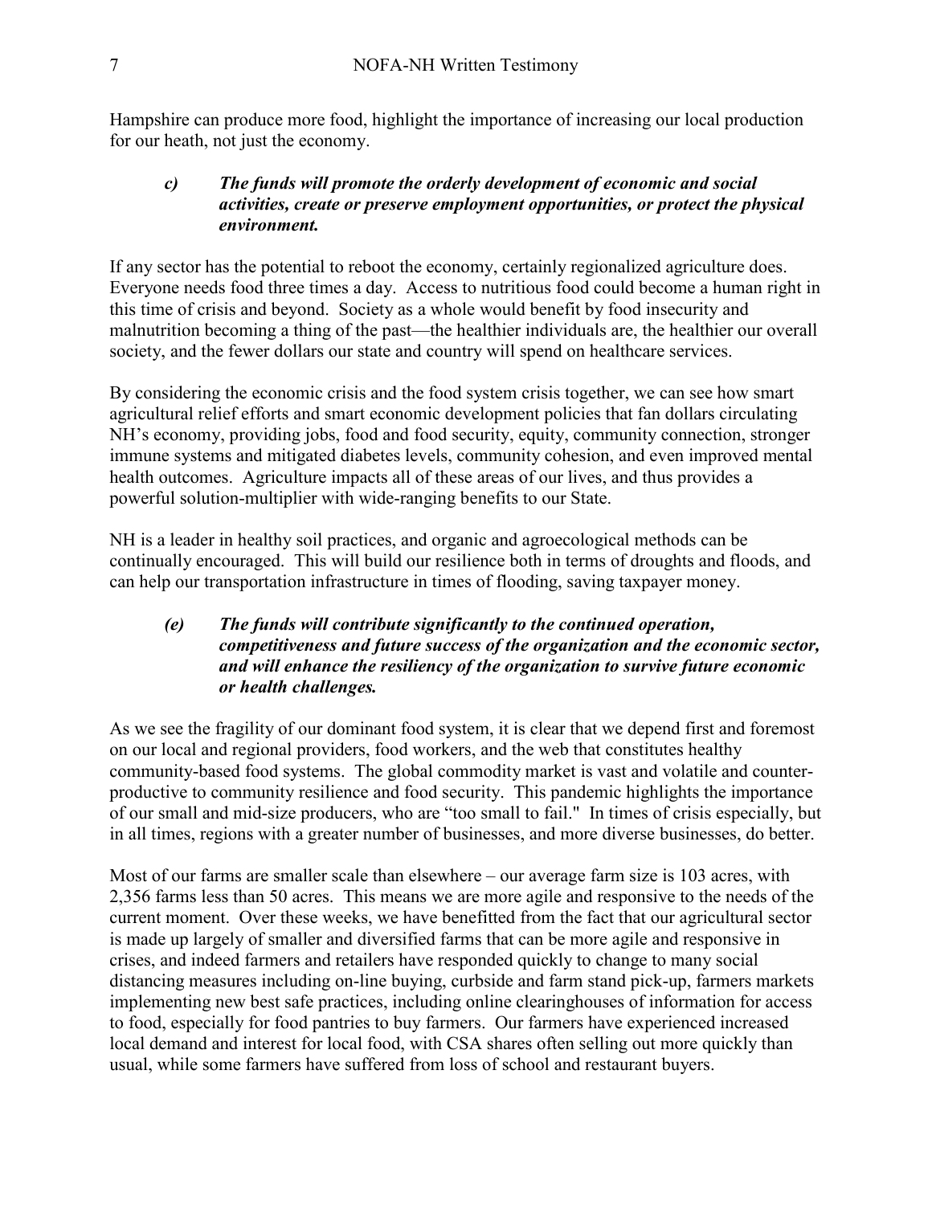Hampshire can produce more food, highlight the importance of increasing our local production for our heath, not just the economy.

> ***c) The funds will promote the orderly development of economic and social activities, create or preserve employment opportunities, or protect the physical environment.***

If any sector has the potential to reboot the economy, certainly regionalized agriculture does. Everyone needs food three times a day. Access to nutritious food could become a human right in this time of crisis and beyond. Society as a whole would benefit by food insecurity and malnutrition becoming a thing of the past—the healthier individuals are, the healthier our overall society, and the fewer dollars our state and country will spend on healthcare services.

By considering the economic crisis and the food system crisis together, we can see how smart agricultural relief efforts and smart economic development policies that fan dollars circulating NH's economy, providing jobs, food and food security, equity, community connection, stronger immune systems and mitigated diabetes levels, community cohesion, and even improved mental health outcomes. Agriculture impacts all of these areas of our lives, and thus provides a powerful solution-multiplier with wide-ranging benefits to our State.

NH is a leader in healthy soil practices, and organic and agroecological methods can be continually encouraged. This will build our resilience both in terms of droughts and floods, and can help our transportation infrastructure in times of flooding, saving taxpayer money.

> ***(e) The funds will contribute significantly to the continued operation, competitiveness and future success of the organization and the economic sector, and will enhance the resiliency of the organization to survive future economic or health challenges.***

As we see the fragility of our dominant food system, it is clear that we depend first and foremost on our local and regional providers, food workers, and the web that constitutes healthy community-based food systems. The global commodity market is vast and volatile and counter-productive to community resilience and food security. This pandemic highlights the importance of our small and mid-size producers, who are "too small to fail." In times of crisis especially, but in all times, regions with a greater number of businesses, and more diverse businesses, do better.

Most of our farms are smaller scale than elsewhere – our average farm size is 103 acres, with 2,356 farms less than 50 acres. This means we are more agile and responsive to the needs of the current moment. Over these weeks, we have benefitted from the fact that our agricultural sector is made up largely of smaller and diversified farms that can be more agile and responsive in crises, and indeed farmers and retailers have responded quickly to change to many social distancing measures including on-line buying, curbside and farm stand pick-up, farmers markets implementing new best safe practices, including online clearinghouses of information for access to food, especially for food pantries to buy farmers. Our farmers have experienced increased local demand and interest for local food, with CSA shares often selling out more quickly than usual, while some farmers have suffered from loss of school and restaurant buyers.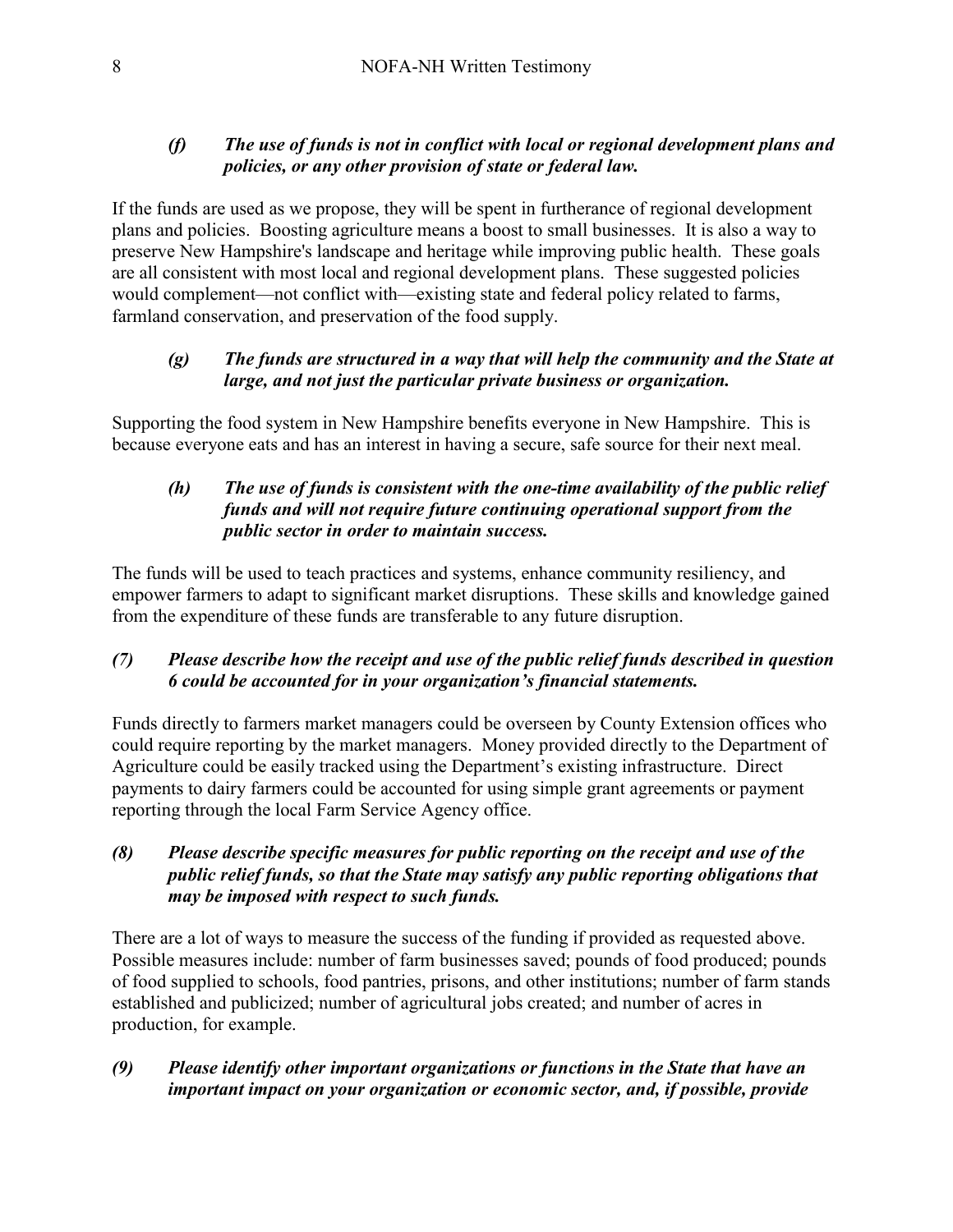***(f) The use of funds is not in conflict with local or regional development plans and policies, or any other provision of state or federal law.***

If the funds are used as we propose, they will be spent in furtherance of regional development plans and policies. Boosting agriculture means a boost to small businesses. It is also a way to preserve New Hampshire's landscape and heritage while improving public health. These goals are all consistent with most local and regional development plans. These suggested policies would complement—not conflict with—existing state and federal policy related to farms, farmland conservation, and preservation of the food supply.

***(g) The funds are structured in a way that will help the community and the State at large, and not just the particular private business or organization.***

Supporting the food system in New Hampshire benefits everyone in New Hampshire. This is because everyone eats and has an interest in having a secure, safe source for their next meal.

***(h) The use of funds is consistent with the one-time availability of the public relief funds and will not require future continuing operational support from the public sector in order to maintain success.***

The funds will be used to teach practices and systems, enhance community resiliency, and empower farmers to adapt to significant market disruptions. These skills and knowledge gained from the expenditure of these funds are transferable to any future disruption.

***(7) Please describe how the receipt and use of the public relief funds described in question 6 could be accounted for in your organization's financial statements.***

Funds directly to farmers market managers could be overseen by County Extension offices who could require reporting by the market managers. Money provided directly to the Department of Agriculture could be easily tracked using the Department's existing infrastructure. Direct payments to dairy farmers could be accounted for using simple grant agreements or payment reporting through the local Farm Service Agency office.

***(8) Please describe specific measures for public reporting on the receipt and use of the public relief funds, so that the State may satisfy any public reporting obligations that may be imposed with respect to such funds.***

There are a lot of ways to measure the success of the funding if provided as requested above. Possible measures include: number of farm businesses saved; pounds of food produced; pounds of food supplied to schools, food pantries, prisons, and other institutions; number of farm stands established and publicized; number of agricultural jobs created; and number of acres in production, for example.

***(9) Please identify other important organizations or functions in the State that have an important impact on your organization or economic sector, and, if possible, provide***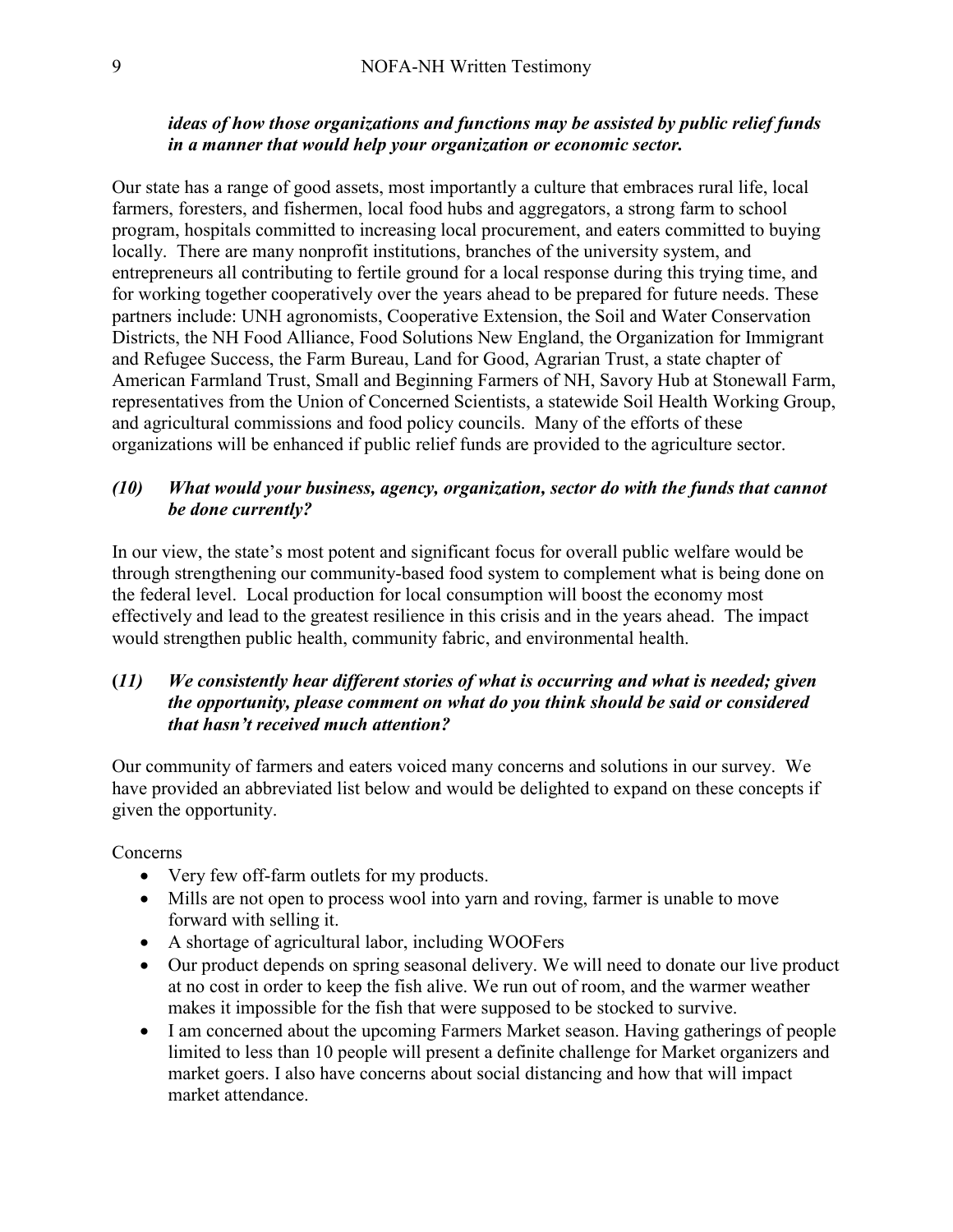***ideas of how those organizations and functions may be assisted by public relief funds in a manner that would help your organization or economic sector.***

Our state has a range of good assets, most importantly a culture that embraces rural life, local farmers, foresters, and fishermen, local food hubs and aggregators, a strong farm to school program, hospitals committed to increasing local procurement, and eaters committed to buying locally. There are many nonprofit institutions, branches of the university system, and entrepreneurs all contributing to fertile ground for a local response during this trying time, and for working together cooperatively over the years ahead to be prepared for future needs. These partners include: UNH agronomists, Cooperative Extension, the Soil and Water Conservation Districts, the NH Food Alliance, Food Solutions New England, the Organization for Immigrant and Refugee Success, the Farm Bureau, Land for Good, Agrarian Trust, a state chapter of American Farmland Trust, Small and Beginning Farmers of NH, Savory Hub at Stonewall Farm, representatives from the Union of Concerned Scientists, a statewide Soil Health Working Group, and agricultural commissions and food policy councils. Many of the efforts of these organizations will be enhanced if public relief funds are provided to the agriculture sector.

***(10) What would your business, agency, organization, sector do with the funds that cannot be done currently?***

In our view, the state's most potent and significant focus for overall public welfare would be through strengthening our community-based food system to complement what is being done on the federal level. Local production for local consumption will boost the economy most effectively and lead to the greatest resilience in this crisis and in the years ahead. The impact would strengthen public health, community fabric, and environmental health.

***(11) We consistently hear different stories of what is occurring and what is needed; given the opportunity, please comment on what do you think should be said or considered that hasn't received much attention?***

Our community of farmers and eaters voiced many concerns and solutions in our survey. We have provided an abbreviated list below and would be delighted to expand on these concepts if given the opportunity.

Concerns

- Very few off-farm outlets for my products.
- Mills are not open to process wool into yarn and roving, farmer is unable to move forward with selling it.
- A shortage of agricultural labor, including WOOFers
- Our product depends on spring seasonal delivery. We will need to donate our live product at no cost in order to keep the fish alive. We run out of room, and the warmer weather makes it impossible for the fish that were supposed to be stocked to survive.
- I am concerned about the upcoming Farmers Market season. Having gatherings of people limited to less than 10 people will present a definite challenge for Market organizers and market goers. I also have concerns about social distancing and how that will impact market attendance.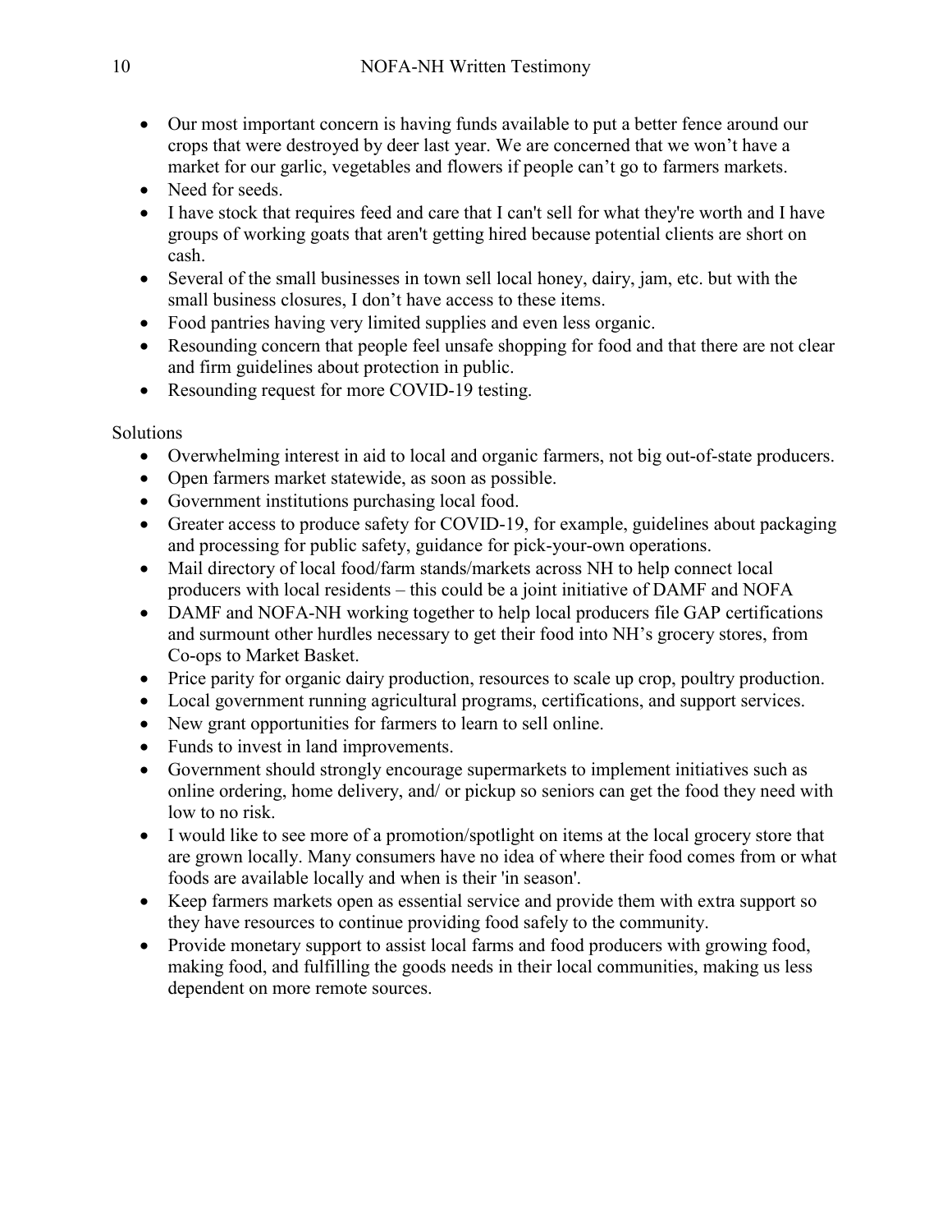- Our most important concern is having funds available to put a better fence around our crops that were destroyed by deer last year. We are concerned that we won't have a market for our garlic, vegetables and flowers if people can't go to farmers markets.
- Need for seeds.
- I have stock that requires feed and care that I can't sell for what they're worth and I have groups of working goats that aren't getting hired because potential clients are short on cash.
- Several of the small businesses in town sell local honey, dairy, jam, etc. but with the small business closures, I don't have access to these items.
- Food pantries having very limited supplies and even less organic.
- Resounding concern that people feel unsafe shopping for food and that there are not clear and firm guidelines about protection in public.
- Resounding request for more COVID-19 testing.

Solutions

- Overwhelming interest in aid to local and organic farmers, not big out-of-state producers.
- Open farmers market statewide, as soon as possible.
- Government institutions purchasing local food.
- Greater access to produce safety for COVID-19, for example, guidelines about packaging and processing for public safety, guidance for pick-your-own operations.
- Mail directory of local food/farm stands/markets across NH to help connect local producers with local residents – this could be a joint initiative of DAMF and NOFA
- DAMF and NOFA-NH working together to help local producers file GAP certifications and surmount other hurdles necessary to get their food into NH's grocery stores, from Co-ops to Market Basket.
- Price parity for organic dairy production, resources to scale up crop, poultry production.
- Local government running agricultural programs, certifications, and support services.
- New grant opportunities for farmers to learn to sell online.
- Funds to invest in land improvements.
- Government should strongly encourage supermarkets to implement initiatives such as online ordering, home delivery, and/ or pickup so seniors can get the food they need with low to no risk.
- I would like to see more of a promotion/spotlight on items at the local grocery store that are grown locally. Many consumers have no idea of where their food comes from or what foods are available locally and when is their 'in season'.
- Keep farmers markets open as essential service and provide them with extra support so they have resources to continue providing food safely to the community.
- Provide monetary support to assist local farms and food producers with growing food, making food, and fulfilling the goods needs in their local communities, making us less dependent on more remote sources.